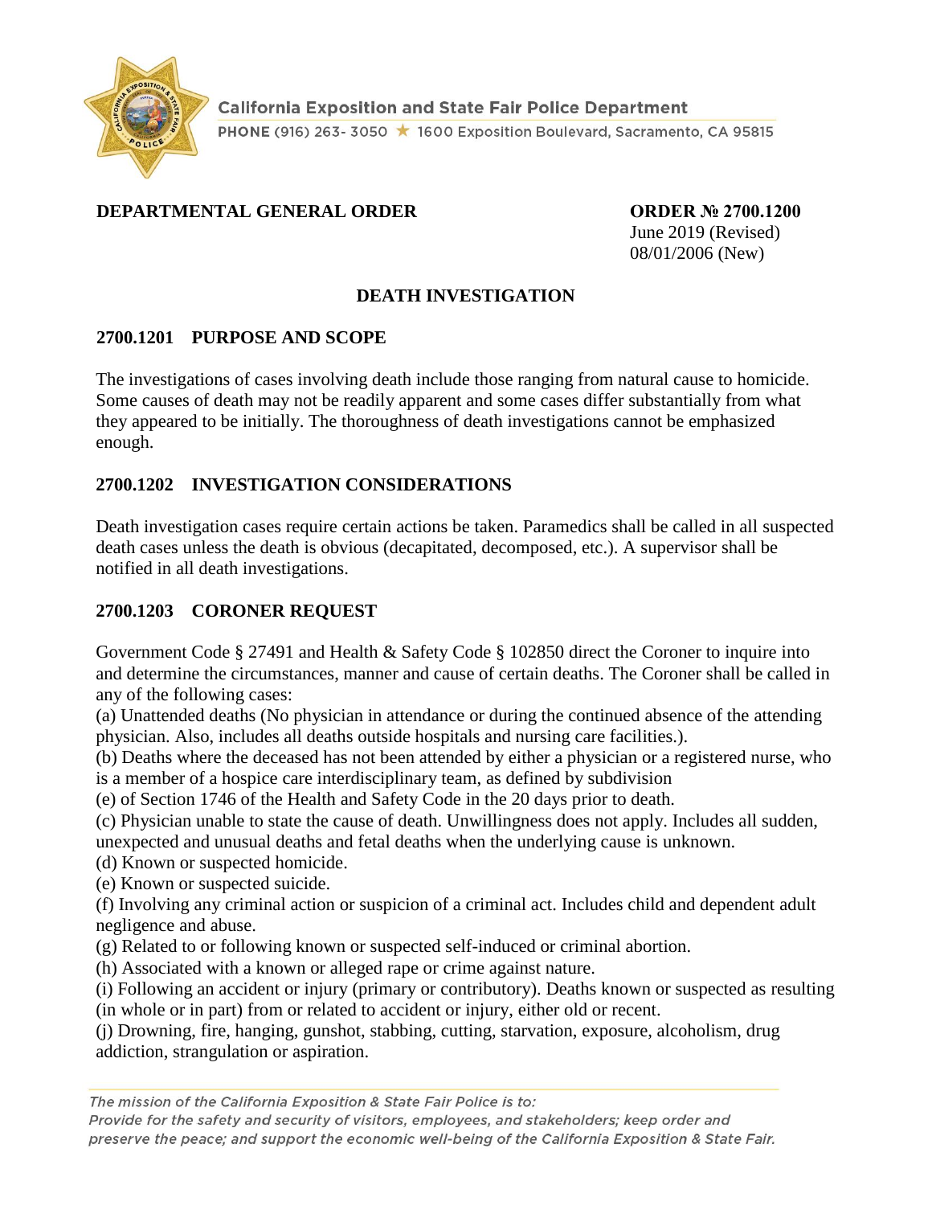California Exposition and State Fair Police Department

PHONE (916) 263- 3050 ★ 1600 Exposition Boulevard, Sacramento, CA 95815

**DEPARTMENTAL GENERAL ORDER**

**ORDER № 2700.1200**
June 2019 (Revised)
08/01/2006 (New)

# DEATH INVESTIGATION

## 2700.1201 PURPOSE AND SCOPE

The investigations of cases involving death include those ranging from natural cause to homicide. Some causes of death may not be readily apparent and some cases differ substantially from what they appeared to be initially. The thoroughness of death investigations cannot be emphasized enough.

## 2700.1202 INVESTIGATION CONSIDERATIONS

Death investigation cases require certain actions be taken. Paramedics shall be called in all suspected death cases unless the death is obvious (decapitated, decomposed, etc.). A supervisor shall be notified in all death investigations.

## 2700.1203 CORONER REQUEST

Government Code § 27491 and Health & Safety Code § 102850 direct the Coroner to inquire into and determine the circumstances, manner and cause of certain deaths. The Coroner shall be called in any of the following cases:

(a) Unattended deaths (No physician in attendance or during the continued absence of the attending physician. Also, includes all deaths outside hospitals and nursing care facilities.).

(b) Deaths where the deceased has not been attended by either a physician or a registered nurse, who is a member of a hospice care interdisciplinary team, as defined by subdivision (e) of Section 1746 of the Health and Safety Code in the 20 days prior to death.

(c) Physician unable to state the cause of death. Unwillingness does not apply. Includes all sudden, unexpected and unusual deaths and fetal deaths when the underlying cause is unknown.

(d) Known or suspected homicide.

(e) Known or suspected suicide.

(f) Involving any criminal action or suspicion of a criminal act. Includes child and dependent adult negligence and abuse.

(g) Related to or following known or suspected self-induced or criminal abortion.

(h) Associated with a known or alleged rape or crime against nature.

(i) Following an accident or injury (primary or contributory). Deaths known or suspected as resulting (in whole or in part) from or related to accident or injury, either old or recent.

(j) Drowning, fire, hanging, gunshot, stabbing, cutting, starvation, exposure, alcoholism, drug addiction, strangulation or aspiration.

*The mission of the California Exposition & State Fair Police is to:*
*Provide for the safety and security of visitors, employees, and stakeholders; keep order and preserve the peace; and support the economic well-being of the California Exposition & State Fair.*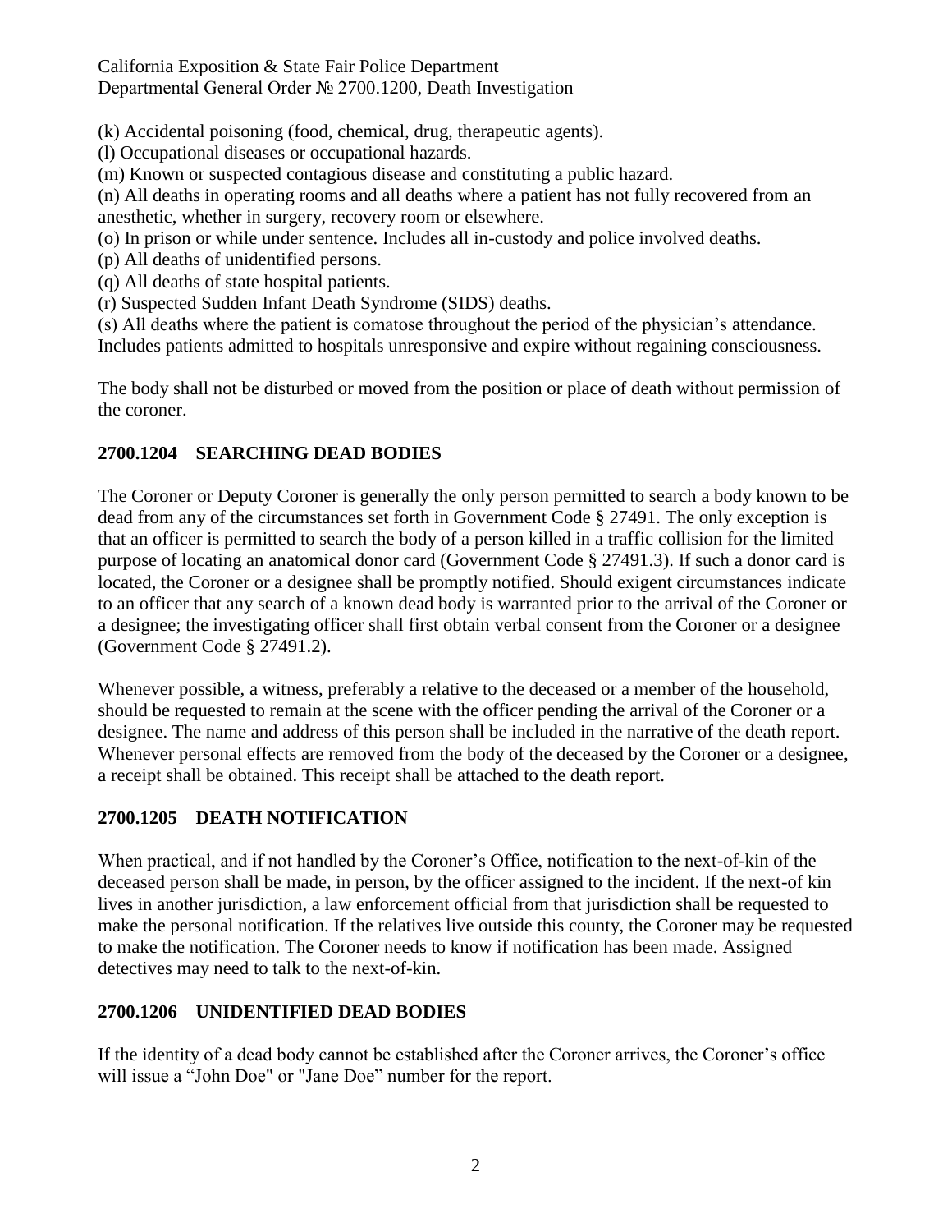(k) Accidental poisoning (food, chemical, drug, therapeutic agents).

(l) Occupational diseases or occupational hazards.

(m) Known or suspected contagious disease and constituting a public hazard.

(n) All deaths in operating rooms and all deaths where a patient has not fully recovered from an anesthetic, whether in surgery, recovery room or elsewhere.

(o) In prison or while under sentence. Includes all in-custody and police involved deaths.

(p) All deaths of unidentified persons.

(q) All deaths of state hospital patients.

(r) Suspected Sudden Infant Death Syndrome (SIDS) deaths.

(s) All deaths where the patient is comatose throughout the period of the physician's attendance. Includes patients admitted to hospitals unresponsive and expire without regaining consciousness.

The body shall not be disturbed or moved from the position or place of death without permission of the coroner.

## 2700.1204 SEARCHING DEAD BODIES

The Coroner or Deputy Coroner is generally the only person permitted to search a body known to be dead from any of the circumstances set forth in Government Code § 27491. The only exception is that an officer is permitted to search the body of a person killed in a traffic collision for the limited purpose of locating an anatomical donor card (Government Code § 27491.3). If such a donor card is located, the Coroner or a designee shall be promptly notified. Should exigent circumstances indicate to an officer that any search of a known dead body is warranted prior to the arrival of the Coroner or a designee; the investigating officer shall first obtain verbal consent from the Coroner or a designee (Government Code § 27491.2).

Whenever possible, a witness, preferably a relative to the deceased or a member of the household, should be requested to remain at the scene with the officer pending the arrival of the Coroner or a designee. The name and address of this person shall be included in the narrative of the death report. Whenever personal effects are removed from the body of the deceased by the Coroner or a designee, a receipt shall be obtained. This receipt shall be attached to the death report.

## 2700.1205 DEATH NOTIFICATION

When practical, and if not handled by the Coroner's Office, notification to the next-of-kin of the deceased person shall be made, in person, by the officer assigned to the incident. If the next-of kin lives in another jurisdiction, a law enforcement official from that jurisdiction shall be requested to make the personal notification. If the relatives live outside this county, the Coroner may be requested to make the notification. The Coroner needs to know if notification has been made. Assigned detectives may need to talk to the next-of-kin.

## 2700.1206 UNIDENTIFIED DEAD BODIES

If the identity of a dead body cannot be established after the Coroner arrives, the Coroner's office will issue a "John Doe" or "Jane Doe" number for the report.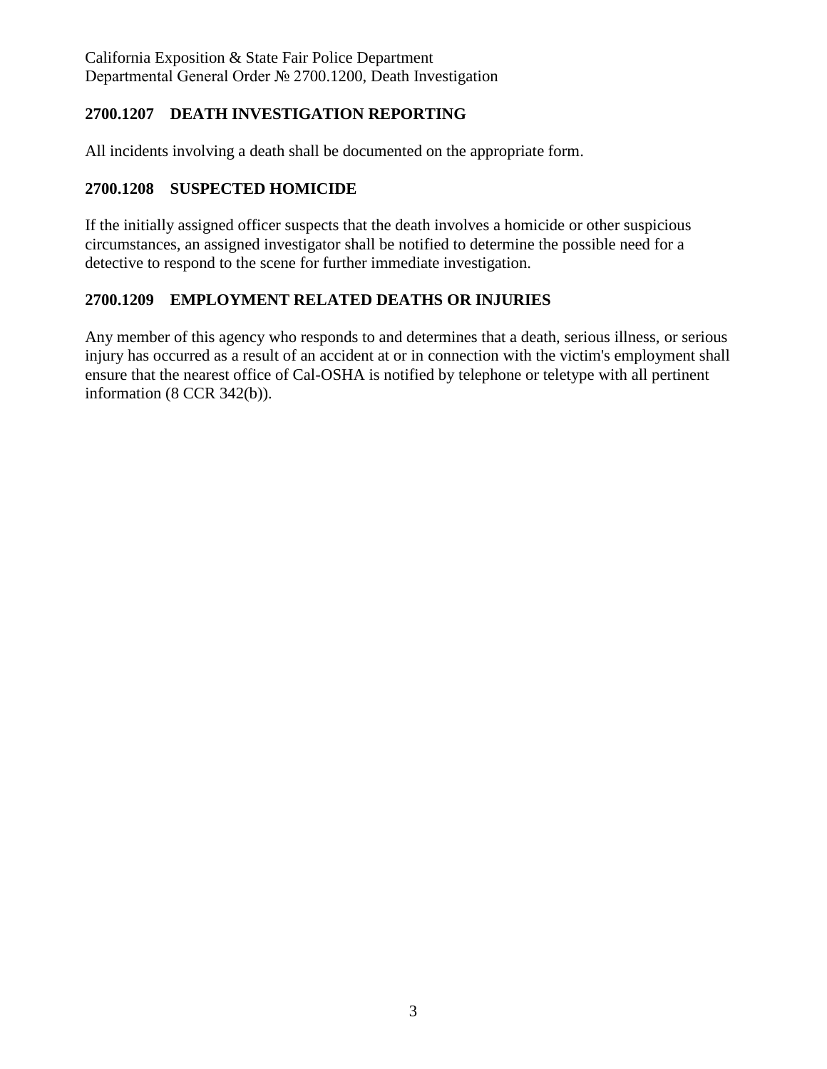## 2700.1207 DEATH INVESTIGATION REPORTING

All incidents involving a death shall be documented on the appropriate form.

## 2700.1208 SUSPECTED HOMICIDE

If the initially assigned officer suspects that the death involves a homicide or other suspicious circumstances, an assigned investigator shall be notified to determine the possible need for a detective to respond to the scene for further immediate investigation.

## 2700.1209 EMPLOYMENT RELATED DEATHS OR INJURIES

Any member of this agency who responds to and determines that a death, serious illness, or serious injury has occurred as a result of an accident at or in connection with the victim's employment shall ensure that the nearest office of Cal-OSHA is notified by telephone or teletype with all pertinent information (8 CCR 342(b)).